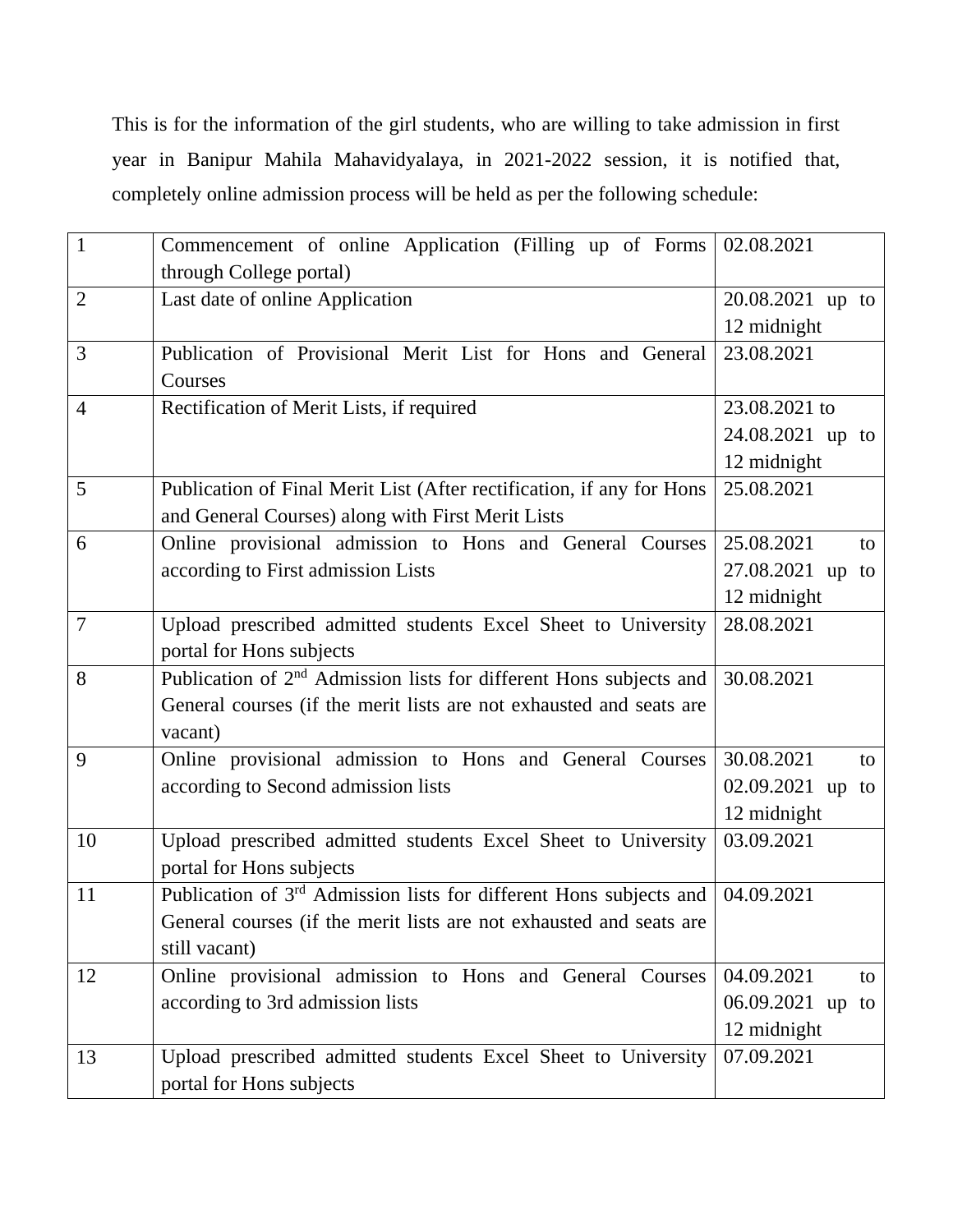This is for the information of the girl students, who are willing to take admission in first year in Banipur Mahila Mahavidyalaya, in 2021-2022 session, it is notified that, completely online admission process will be held as per the following schedule:

| | | |
|---|---|---|
| 1 | Commencement of online Application (Filling up of Forms through College portal) | 02.08.2021 |
| 2 | Last date of online Application | 20.08.2021 up to 12 midnight |
| 3 | Publication of Provisional Merit List for Hons and General Courses | 23.08.2021 |
| 4 | Rectification of Merit Lists, if required | 23.08.2021 to 24.08.2021 up to 12 midnight |
| 5 | Publication of Final Merit List (After rectification, if any for Hons and General Courses) along with First Merit Lists | 25.08.2021 |
| 6 | Online provisional admission to Hons and General Courses according to First admission Lists | 25.08.2021 to 27.08.2021 up to 12 midnight |
| 7 | Upload prescribed admitted students Excel Sheet to University portal for Hons subjects | 28.08.2021 |
| 8 | Publication of 2nd Admission lists for different Hons subjects and General courses (if the merit lists are not exhausted and seats are vacant) | 30.08.2021 |
| 9 | Online provisional admission to Hons and General Courses according to Second admission lists | 30.08.2021 to 02.09.2021 up to 12 midnight |
| 10 | Upload prescribed admitted students Excel Sheet to University portal for Hons subjects | 03.09.2021 |
| 11 | Publication of 3rd Admission lists for different Hons subjects and General courses (if the merit lists are not exhausted and seats are still vacant) | 04.09.2021 |
| 12 | Online provisional admission to Hons and General Courses according to 3rd admission lists | 04.09.2021 to 06.09.2021 up to 12 midnight |
| 13 | Upload prescribed admitted students Excel Sheet to University portal for Hons subjects | 07.09.2021 |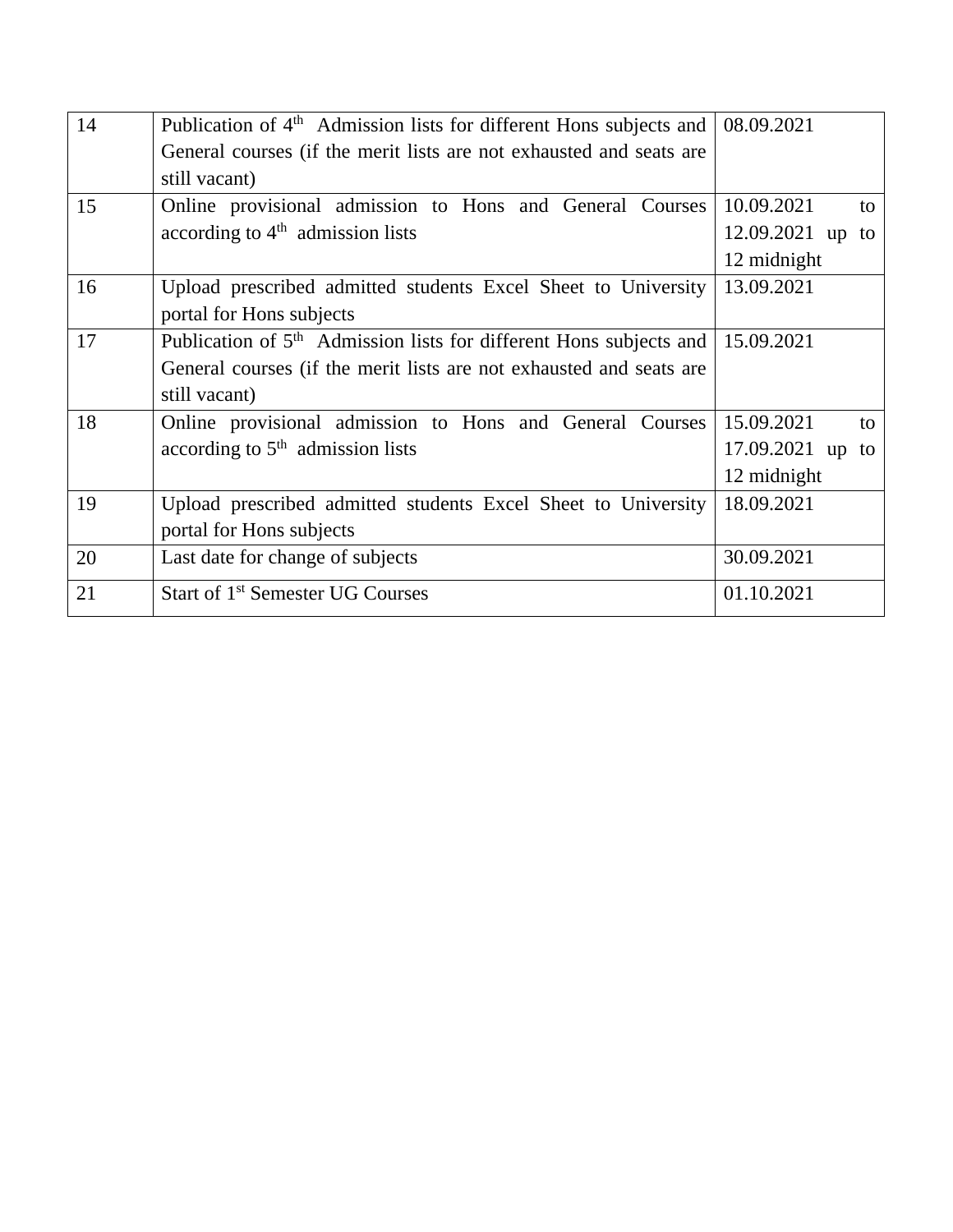| | | |
|---|---|---|
| 14 | Publication of 4th Admission lists for different Hons subjects and General courses (if the merit lists are not exhausted and seats are still vacant) | 08.09.2021 |
| 15 | Online provisional admission to Hons and General Courses according to 4th admission lists | 10.09.2021 to 12.09.2021 up to 12 midnight |
| 16 | Upload prescribed admitted students Excel Sheet to University portal for Hons subjects | 13.09.2021 |
| 17 | Publication of 5th Admission lists for different Hons subjects and General courses (if the merit lists are not exhausted and seats are still vacant) | 15.09.2021 |
| 18 | Online provisional admission to Hons and General Courses according to 5th admission lists | 15.09.2021 to 17.09.2021 up to 12 midnight |
| 19 | Upload prescribed admitted students Excel Sheet to University portal for Hons subjects | 18.09.2021 |
| 20 | Last date for change of subjects | 30.09.2021 |
| 21 | Start of 1st Semester UG Courses | 01.10.2021 |